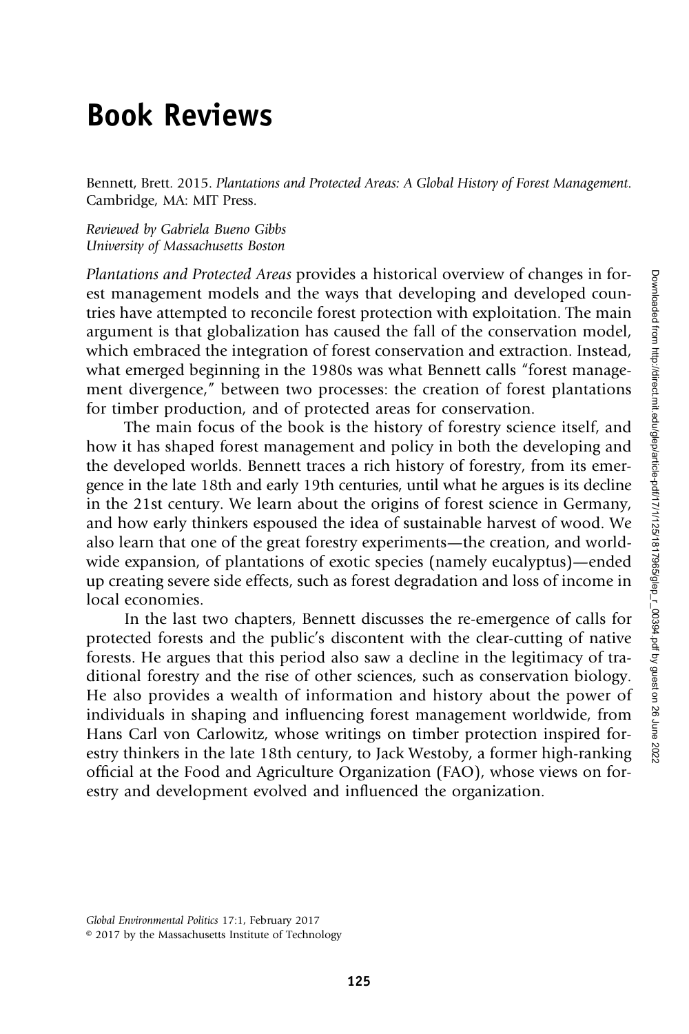# Book Reviews

Bennett, Brett. 2015. *Plantations and Protected Areas: A Global History of Forest Management*. Cambridge, MA: MIT Press.

*Reviewed by Gabriela Bueno Gibbs*
*University of Massachusetts Boston*

*Plantations and Protected Areas* provides a historical overview of changes in forest management models and the ways that developing and developed countries have attempted to reconcile forest protection with exploitation. The main argument is that globalization has caused the fall of the conservation model, which embraced the integration of forest conservation and extraction. Instead, what emerged beginning in the 1980s was what Bennett calls "forest management divergence," between two processes: the creation of forest plantations for timber production, and of protected areas for conservation.

The main focus of the book is the history of forestry science itself, and how it has shaped forest management and policy in both the developing and the developed worlds. Bennett traces a rich history of forestry, from its emergence in the late 18th and early 19th centuries, until what he argues is its decline in the 21st century. We learn about the origins of forest science in Germany, and how early thinkers espoused the idea of sustainable harvest of wood. We also learn that one of the great forestry experiments—the creation, and worldwide expansion, of plantations of exotic species (namely eucalyptus)—ended up creating severe side effects, such as forest degradation and loss of income in local economies.

In the last two chapters, Bennett discusses the re-emergence of calls for protected forests and the public's discontent with the clear-cutting of native forests. He argues that this period also saw a decline in the legitimacy of traditional forestry and the rise of other sciences, such as conservation biology. He also provides a wealth of information and history about the power of individuals in shaping and influencing forest management worldwide, from Hans Carl von Carlowitz, whose writings on timber protection inspired forestry thinkers in the late 18th century, to Jack Westoby, a former high-ranking official at the Food and Agriculture Organization (FAO), whose views on forestry and development evolved and influenced the organization.

*Global Environmental Politics* 17:1, February 2017
© 2017 by the Massachusetts Institute of Technology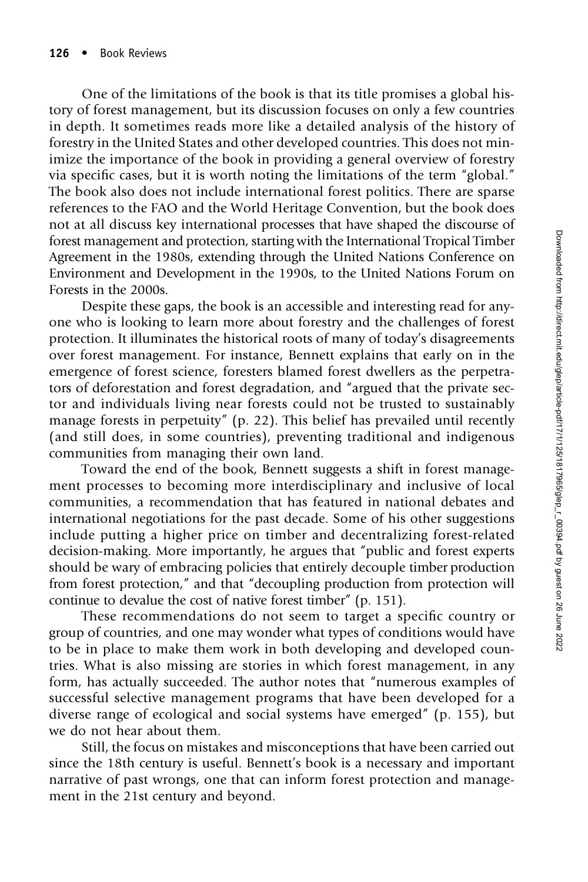One of the limitations of the book is that its title promises a global history of forest management, but its discussion focuses on only a few countries in depth. It sometimes reads more like a detailed analysis of the history of forestry in the United States and other developed countries. This does not minimize the importance of the book in providing a general overview of forestry via specific cases, but it is worth noting the limitations of the term "global." The book also does not include international forest politics. There are sparse references to the FAO and the World Heritage Convention, but the book does not at all discuss key international processes that have shaped the discourse of forest management and protection, starting with the International Tropical Timber Agreement in the 1980s, extending through the United Nations Conference on Environment and Development in the 1990s, to the United Nations Forum on Forests in the 2000s.

Despite these gaps, the book is an accessible and interesting read for anyone who is looking to learn more about forestry and the challenges of forest protection. It illuminates the historical roots of many of today's disagreements over forest management. For instance, Bennett explains that early on in the emergence of forest science, foresters blamed forest dwellers as the perpetrators of deforestation and forest degradation, and "argued that the private sector and individuals living near forests could not be trusted to sustainably manage forests in perpetuity" (p. 22). This belief has prevailed until recently (and still does, in some countries), preventing traditional and indigenous communities from managing their own land.

Toward the end of the book, Bennett suggests a shift in forest management processes to becoming more interdisciplinary and inclusive of local communities, a recommendation that has featured in national debates and international negotiations for the past decade. Some of his other suggestions include putting a higher price on timber and decentralizing forest-related decision-making. More importantly, he argues that "public and forest experts should be wary of embracing policies that entirely decouple timber production from forest protection," and that "decoupling production from protection will continue to devalue the cost of native forest timber" (p. 151).

These recommendations do not seem to target a specific country or group of countries, and one may wonder what types of conditions would have to be in place to make them work in both developing and developed countries. What is also missing are stories in which forest management, in any form, has actually succeeded. The author notes that "numerous examples of successful selective management programs that have been developed for a diverse range of ecological and social systems have emerged" (p. 155), but we do not hear about them.

Still, the focus on mistakes and misconceptions that have been carried out since the 18th century is useful. Bennett's book is a necessary and important narrative of past wrongs, one that can inform forest protection and management in the 21st century and beyond.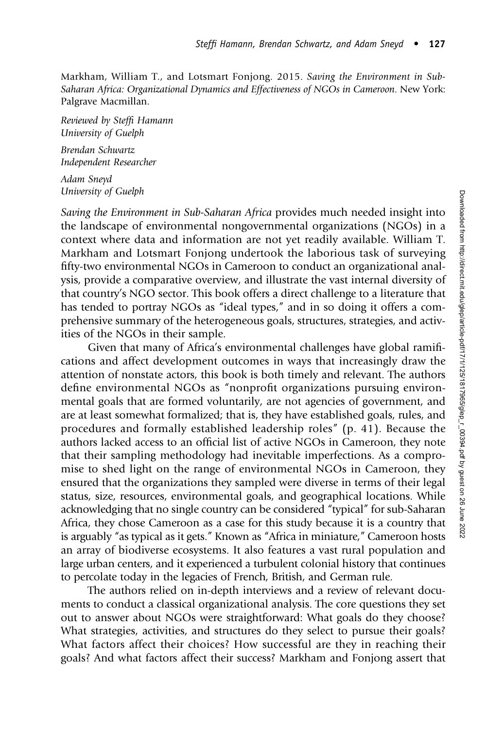Markham, William T., and Lotsmart Fonjong. 2015. *Saving the Environment in Sub-Saharan Africa: Organizational Dynamics and Effectiveness of NGOs in Cameroon*. New York: Palgrave Macmillan.

*Reviewed by Steffi Hamann*
*University of Guelph*

*Brendan Schwartz*
*Independent Researcher*

*Adam Sneyd*
*University of Guelph*

*Saving the Environment in Sub-Saharan Africa* provides much needed insight into the landscape of environmental nongovernmental organizations (NGOs) in a context where data and information are not yet readily available. William T. Markham and Lotsmart Fonjong undertook the laborious task of surveying fifty-two environmental NGOs in Cameroon to conduct an organizational analysis, provide a comparative overview, and illustrate the vast internal diversity of that country's NGO sector. This book offers a direct challenge to a literature that has tended to portray NGOs as "ideal types," and in so doing it offers a comprehensive summary of the heterogeneous goals, structures, strategies, and activities of the NGOs in their sample.

Given that many of Africa's environmental challenges have global ramifications and affect development outcomes in ways that increasingly draw the attention of nonstate actors, this book is both timely and relevant. The authors define environmental NGOs as "nonprofit organizations pursuing environmental goals that are formed voluntarily, are not agencies of government, and are at least somewhat formalized; that is, they have established goals, rules, and procedures and formally established leadership roles" (p. 41). Because the authors lacked access to an official list of active NGOs in Cameroon, they note that their sampling methodology had inevitable imperfections. As a compromise to shed light on the range of environmental NGOs in Cameroon, they ensured that the organizations they sampled were diverse in terms of their legal status, size, resources, environmental goals, and geographical locations. While acknowledging that no single country can be considered "typical" for sub-Saharan Africa, they chose Cameroon as a case for this study because it is a country that is arguably "as typical as it gets." Known as "Africa in miniature," Cameroon hosts an array of biodiverse ecosystems. It also features a vast rural population and large urban centers, and it experienced a turbulent colonial history that continues to percolate today in the legacies of French, British, and German rule.

The authors relied on in-depth interviews and a review of relevant documents to conduct a classical organizational analysis. The core questions they set out to answer about NGOs were straightforward: What goals do they choose? What strategies, activities, and structures do they select to pursue their goals? What factors affect their choices? How successful are they in reaching their goals? And what factors affect their success? Markham and Fonjong assert that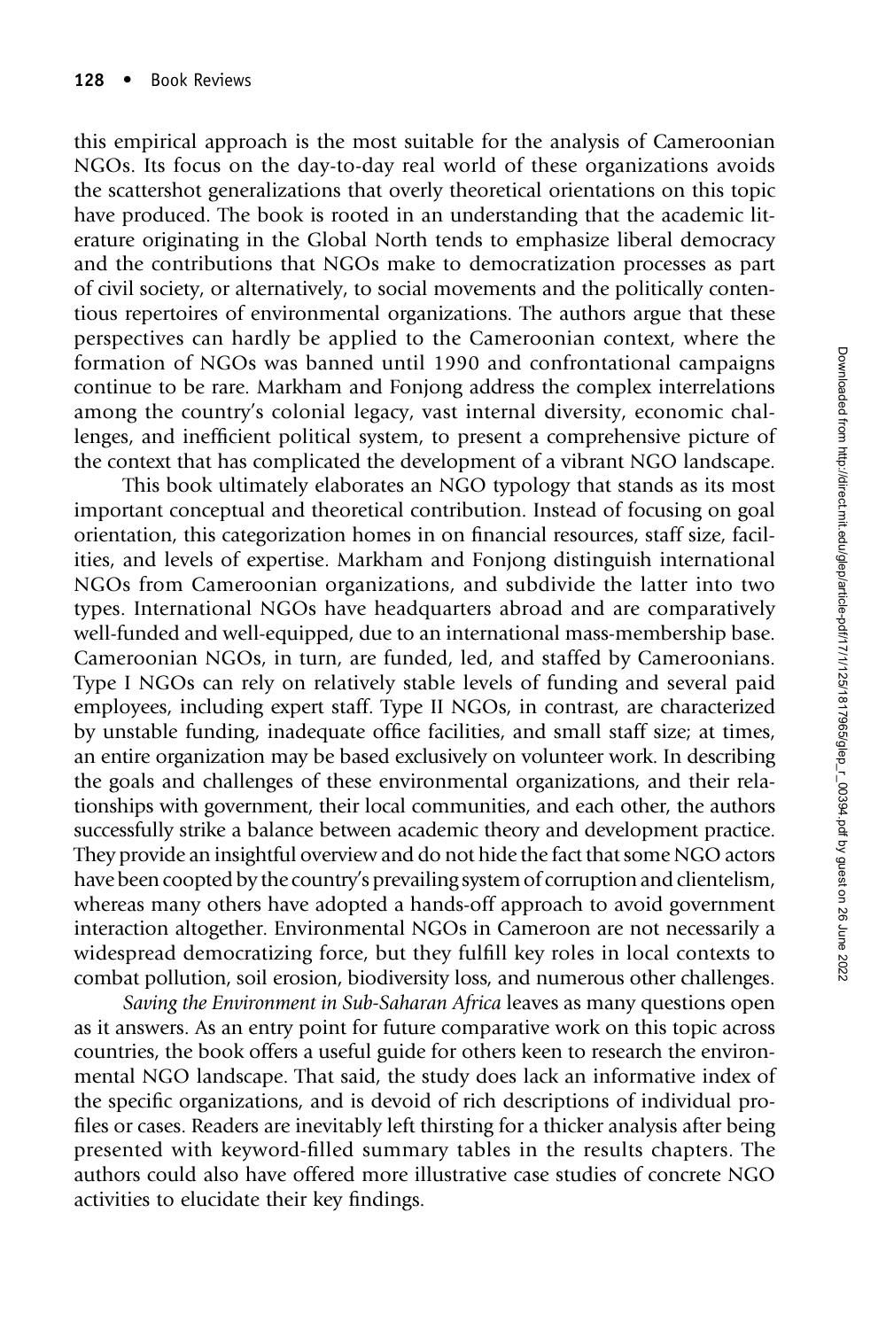this empirical approach is the most suitable for the analysis of Cameroonian NGOs. Its focus on the day-to-day real world of these organizations avoids the scattershot generalizations that overly theoretical orientations on this topic have produced. The book is rooted in an understanding that the academic literature originating in the Global North tends to emphasize liberal democracy and the contributions that NGOs make to democratization processes as part of civil society, or alternatively, to social movements and the politically contentious repertoires of environmental organizations. The authors argue that these perspectives can hardly be applied to the Cameroonian context, where the formation of NGOs was banned until 1990 and confrontational campaigns continue to be rare. Markham and Fonjong address the complex interrelations among the country's colonial legacy, vast internal diversity, economic challenges, and inefficient political system, to present a comprehensive picture of the context that has complicated the development of a vibrant NGO landscape.

This book ultimately elaborates an NGO typology that stands as its most important conceptual and theoretical contribution. Instead of focusing on goal orientation, this categorization homes in on financial resources, staff size, facilities, and levels of expertise. Markham and Fonjong distinguish international NGOs from Cameroonian organizations, and subdivide the latter into two types. International NGOs have headquarters abroad and are comparatively well-funded and well-equipped, due to an international mass-membership base. Cameroonian NGOs, in turn, are funded, led, and staffed by Cameroonians. Type I NGOs can rely on relatively stable levels of funding and several paid employees, including expert staff. Type II NGOs, in contrast, are characterized by unstable funding, inadequate office facilities, and small staff size; at times, an entire organization may be based exclusively on volunteer work. In describing the goals and challenges of these environmental organizations, and their relationships with government, their local communities, and each other, the authors successfully strike a balance between academic theory and development practice. They provide an insightful overview and do not hide the fact that some NGO actors have been coopted by the country's prevailing system of corruption and clientelism, whereas many others have adopted a hands-off approach to avoid government interaction altogether. Environmental NGOs in Cameroon are not necessarily a widespread democratizing force, but they fulfill key roles in local contexts to combat pollution, soil erosion, biodiversity loss, and numerous other challenges.

*Saving the Environment in Sub-Saharan Africa* leaves as many questions open as it answers. As an entry point for future comparative work on this topic across countries, the book offers a useful guide for others keen to research the environmental NGO landscape. That said, the study does lack an informative index of the specific organizations, and is devoid of rich descriptions of individual profiles or cases. Readers are inevitably left thirsting for a thicker analysis after being presented with keyword-filled summary tables in the results chapters. The authors could also have offered more illustrative case studies of concrete NGO activities to elucidate their key findings.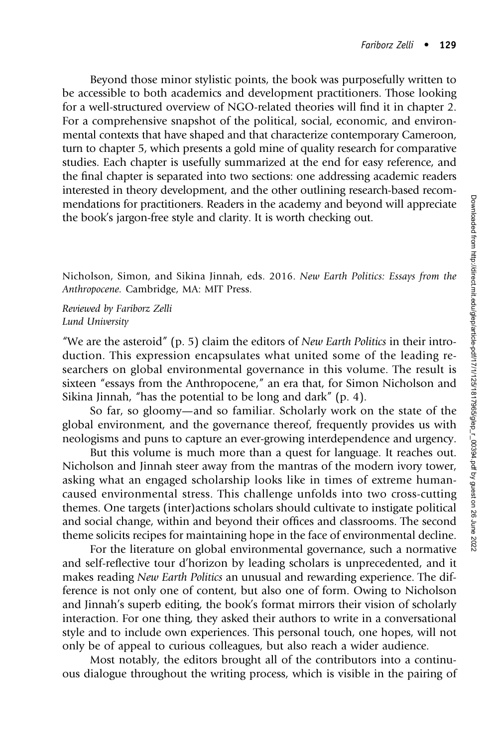Beyond those minor stylistic points, the book was purposefully written to be accessible to both academics and development practitioners. Those looking for a well-structured overview of NGO-related theories will find it in chapter 2. For a comprehensive snapshot of the political, social, economic, and environmental contexts that have shaped and that characterize contemporary Cameroon, turn to chapter 5, which presents a gold mine of quality research for comparative studies. Each chapter is usefully summarized at the end for easy reference, and the final chapter is separated into two sections: one addressing academic readers interested in theory development, and the other outlining research-based recommendations for practitioners. Readers in the academy and beyond will appreciate the book's jargon-free style and clarity. It is worth checking out.

Nicholson, Simon, and Sikina Jinnah, eds. 2016. *New Earth Politics: Essays from the Anthropocene*. Cambridge, MA: MIT Press.

*Reviewed by Fariborz Zelli*
*Lund University*

"We are the asteroid" (p. 5) claim the editors of *New Earth Politics* in their introduction. This expression encapsulates what united some of the leading researchers on global environmental governance in this volume. The result is sixteen "essays from the Anthropocene," an era that, for Simon Nicholson and Sikina Jinnah, "has the potential to be long and dark" (p. 4).

So far, so gloomy—and so familiar. Scholarly work on the state of the global environment, and the governance thereof, frequently provides us with neologisms and puns to capture an ever-growing interdependence and urgency.

But this volume is much more than a quest for language. It reaches out. Nicholson and Jinnah steer away from the mantras of the modern ivory tower, asking what an engaged scholarship looks like in times of extreme human-caused environmental stress. This challenge unfolds into two cross-cutting themes. One targets (inter)actions scholars should cultivate to instigate political and social change, within and beyond their offices and classrooms. The second theme solicits recipes for maintaining hope in the face of environmental decline.

For the literature on global environmental governance, such a normative and self-reflective tour d'horizon by leading scholars is unprecedented, and it makes reading *New Earth Politics* an unusual and rewarding experience. The difference is not only one of content, but also one of form. Owing to Nicholson and Jinnah's superb editing, the book's format mirrors their vision of scholarly interaction. For one thing, they asked their authors to write in a conversational style and to include own experiences. This personal touch, one hopes, will not only be of appeal to curious colleagues, but also reach a wider audience.

Most notably, the editors brought all of the contributors into a continuous dialogue throughout the writing process, which is visible in the pairing of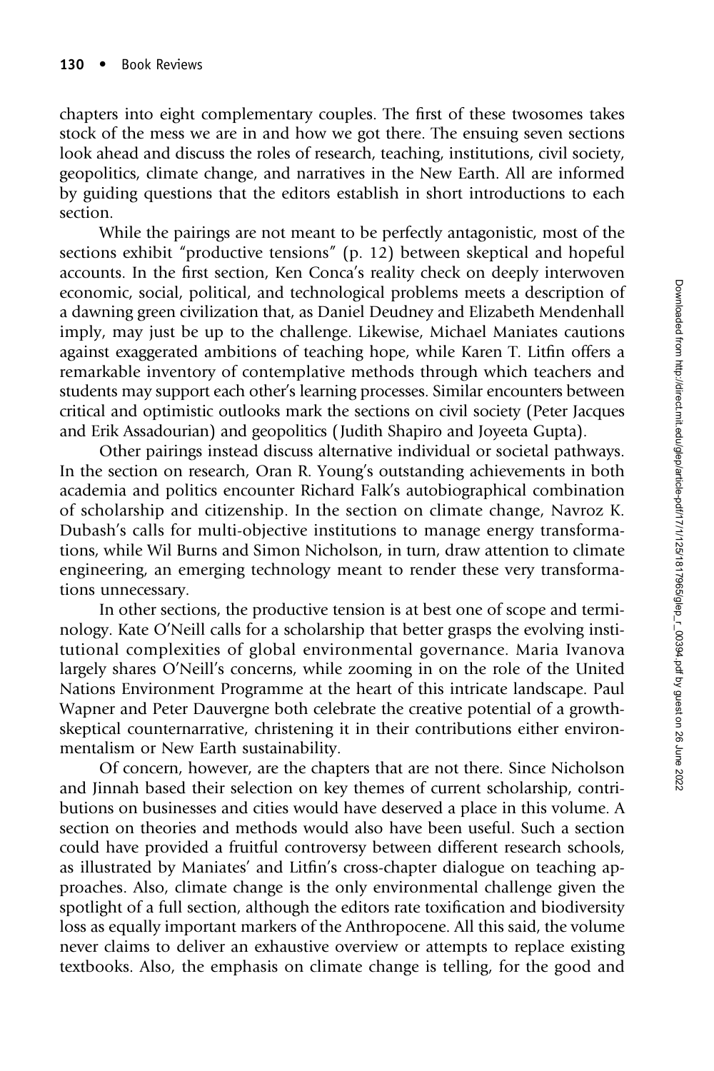chapters into eight complementary couples. The first of these twosomes takes stock of the mess we are in and how we got there. The ensuing seven sections look ahead and discuss the roles of research, teaching, institutions, civil society, geopolitics, climate change, and narratives in the New Earth. All are informed by guiding questions that the editors establish in short introductions to each section.

While the pairings are not meant to be perfectly antagonistic, most of the sections exhibit "productive tensions" (p. 12) between skeptical and hopeful accounts. In the first section, Ken Conca's reality check on deeply interwoven economic, social, political, and technological problems meets a description of a dawning green civilization that, as Daniel Deudney and Elizabeth Mendenhall imply, may just be up to the challenge. Likewise, Michael Maniates cautions against exaggerated ambitions of teaching hope, while Karen T. Litfin offers a remarkable inventory of contemplative methods through which teachers and students may support each other's learning processes. Similar encounters between critical and optimistic outlooks mark the sections on civil society (Peter Jacques and Erik Assadourian) and geopolitics (Judith Shapiro and Joyeeta Gupta).

Other pairings instead discuss alternative individual or societal pathways. In the section on research, Oran R. Young's outstanding achievements in both academia and politics encounter Richard Falk's autobiographical combination of scholarship and citizenship. In the section on climate change, Navroz K. Dubash's calls for multi-objective institutions to manage energy transformations, while Wil Burns and Simon Nicholson, in turn, draw attention to climate engineering, an emerging technology meant to render these very transformations unnecessary.

In other sections, the productive tension is at best one of scope and terminology. Kate O'Neill calls for a scholarship that better grasps the evolving institutional complexities of global environmental governance. Maria Ivanova largely shares O'Neill's concerns, while zooming in on the role of the United Nations Environment Programme at the heart of this intricate landscape. Paul Wapner and Peter Dauvergne both celebrate the creative potential of a growth-skeptical counternarrative, christening it in their contributions either environmentalism or New Earth sustainability.

Of concern, however, are the chapters that are not there. Since Nicholson and Jinnah based their selection on key themes of current scholarship, contributions on businesses and cities would have deserved a place in this volume. A section on theories and methods would also have been useful. Such a section could have provided a fruitful controversy between different research schools, as illustrated by Maniates' and Litfin's cross-chapter dialogue on teaching approaches. Also, climate change is the only environmental challenge given the spotlight of a full section, although the editors rate toxification and biodiversity loss as equally important markers of the Anthropocene. All this said, the volume never claims to deliver an exhaustive overview or attempts to replace existing textbooks. Also, the emphasis on climate change is telling, for the good and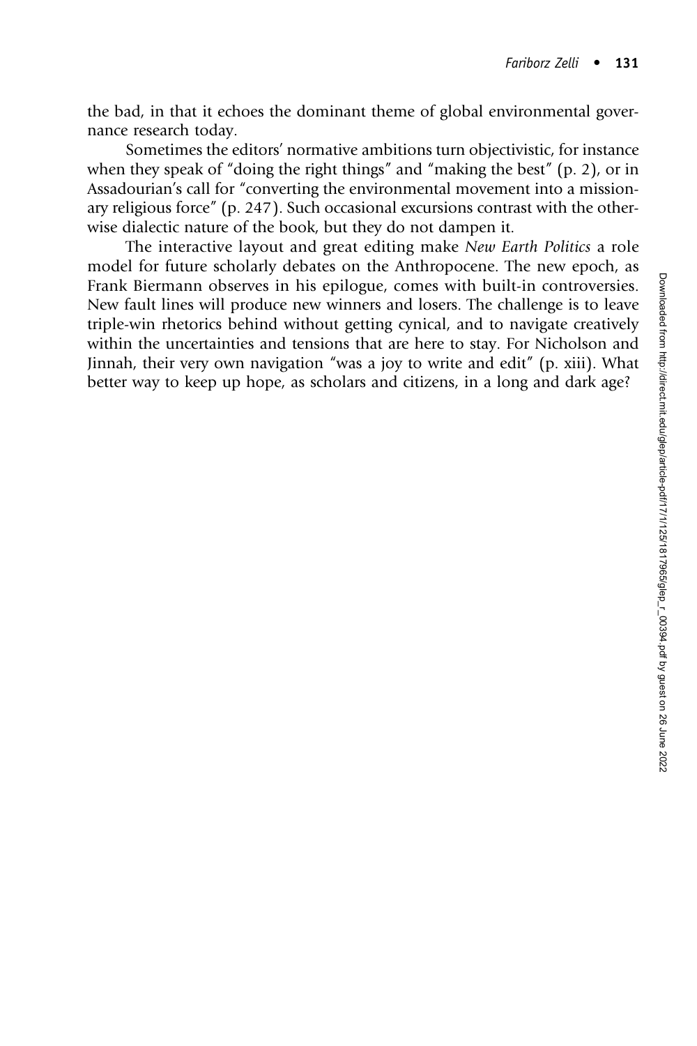the bad, in that it echoes the dominant theme of global environmental governance research today.

Sometimes the editors' normative ambitions turn objectivistic, for instance when they speak of "doing the right things" and "making the best" (p. 2), or in Assadourian's call for "converting the environmental movement into a missionary religious force" (p. 247). Such occasional excursions contrast with the otherwise dialectic nature of the book, but they do not dampen it.

The interactive layout and great editing make *New Earth Politics* a role model for future scholarly debates on the Anthropocene. The new epoch, as Frank Biermann observes in his epilogue, comes with built-in controversies. New fault lines will produce new winners and losers. The challenge is to leave triple-win rhetorics behind without getting cynical, and to navigate creatively within the uncertainties and tensions that are here to stay. For Nicholson and Jinnah, their very own navigation "was a joy to write and edit" (p. xiii). What better way to keep up hope, as scholars and citizens, in a long and dark age?